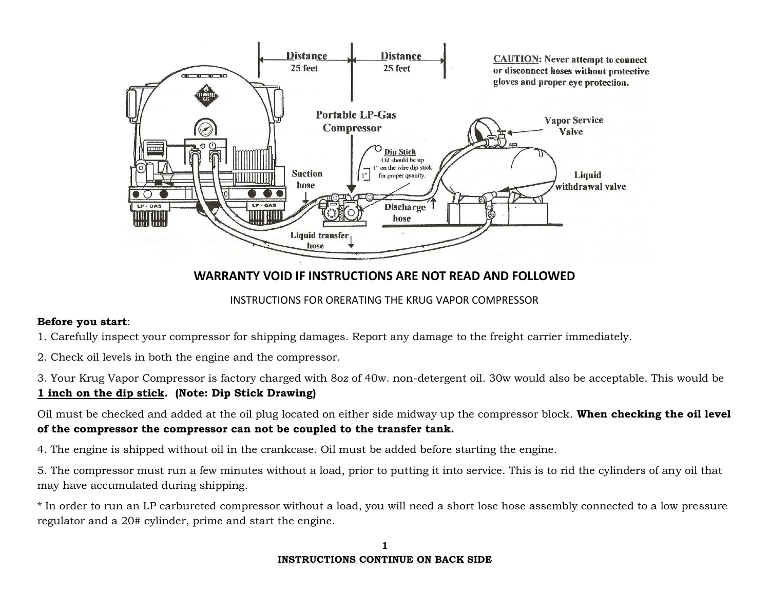**CAUTION**: Never attempt to connect or disconnect hoses without protective gloves and proper eye protection.

## WARRANTY VOID IF INSTRUCTIONS ARE NOT READ AND FOLLOWED

INSTRUCTIONS FOR ORERATING THE KRUG VAPOR COMPRESSOR

**Before you start**:

1. Carefully inspect your compressor for shipping damages. Report any damage to the freight carrier immediately.

2. Check oil levels in both the engine and the compressor.

3. Your Krug Vapor Compressor is factory charged with 8oz of 40w. non-detergent oil. 30w would also be acceptable. This would be **1 inch on the dip stick**. **(Note: Dip Stick Drawing)**

Oil must be checked and added at the oil plug located on either side midway up the compressor block. **When checking the oil level of the compressor the compressor can not be coupled to the transfer tank.**

4. The engine is shipped without oil in the crankcase. Oil must be added before starting the engine.

5. The compressor must run a few minutes without a load, prior to putting it into service. This is to rid the cylinders of any oil that may have accumulated during shipping.

* In order to run an LP carbureted compressor without a load, you will need a short lose hose assembly connected to a low pressure regulator and a 20# cylinder, prime and start the engine.

**INSTRUCTIONS CONTINUE ON BACK SIDE**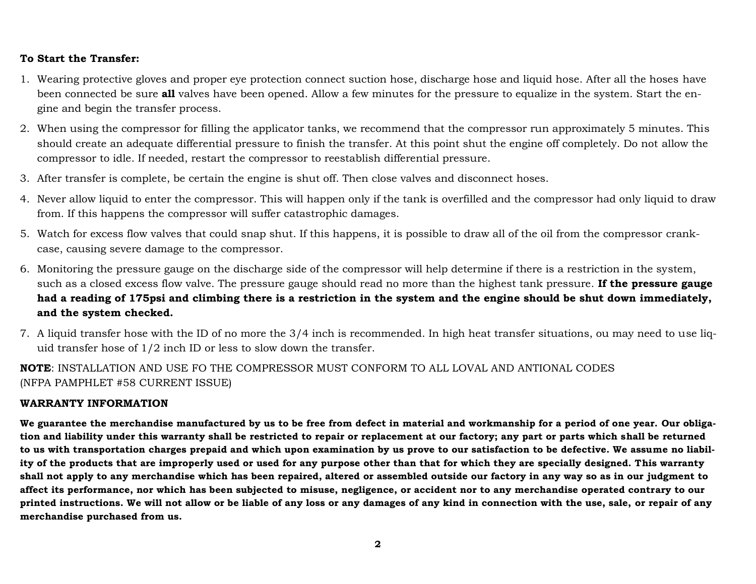**To Start the Transfer:**

1. Wearing protective gloves and proper eye protection connect suction hose, discharge hose and liquid hose. After all the hoses have been connected be sure **all** valves have been opened. Allow a few minutes for the pressure to equalize in the system. Start the engine and begin the transfer process.
2. When using the compressor for filling the applicator tanks, we recommend that the compressor run approximately 5 minutes. This should create an adequate differential pressure to finish the transfer. At this point shut the engine off completely. Do not allow the compressor to idle. If needed, restart the compressor to reestablish differential pressure.
3. After transfer is complete, be certain the engine is shut off. Then close valves and disconnect hoses.
4. Never allow liquid to enter the compressor. This will happen only if the tank is overfilled and the compressor had only liquid to draw from. If this happens the compressor will suffer catastrophic damages.
5. Watch for excess flow valves that could snap shut. If this happens, it is possible to draw all of the oil from the compressor crankcase, causing severe damage to the compressor.
6. Monitoring the pressure gauge on the discharge side of the compressor will help determine if there is a restriction in the system, such as a closed excess flow valve. The pressure gauge should read no more than the highest tank pressure. **If the pressure gauge had a reading of 175psi and climbing there is a restriction in the system and the engine should be shut down immediately, and the system checked.**
7. A liquid transfer hose with the ID of no more the 3/4 inch is recommended. In high heat transfer situations, ou may need to use liquid transfer hose of 1/2 inch ID or less to slow down the transfer.

**NOTE**: INSTALLATION AND USE FO THE COMPRESSOR MUST CONFORM TO ALL LOVAL AND ANTIONAL CODES (NFPA PAMPHLET #58 CURRENT ISSUE)

**WARRANTY INFORMATION**

**We guarantee the merchandise manufactured by us to be free from defect in material and workmanship for a period of one year. Our obligation and liability under this warranty shall be restricted to repair or replacement at our factory; any part or parts which shall be returned to us with transportation charges prepaid and which upon examination by us prove to our satisfaction to be defective. We assume no liability of the products that are improperly used or used for any purpose other than that for which they are specially designed. This warranty shall not apply to any merchandise which has been repaired, altered or assembled outside our factory in any way so as in our judgment to affect its performance, nor which has been subjected to misuse, negligence, or accident nor to any merchandise operated contrary to our printed instructions. We will not allow or be liable of any loss or any damages of any kind in connection with the use, sale, or repair of any merchandise purchased from us.**